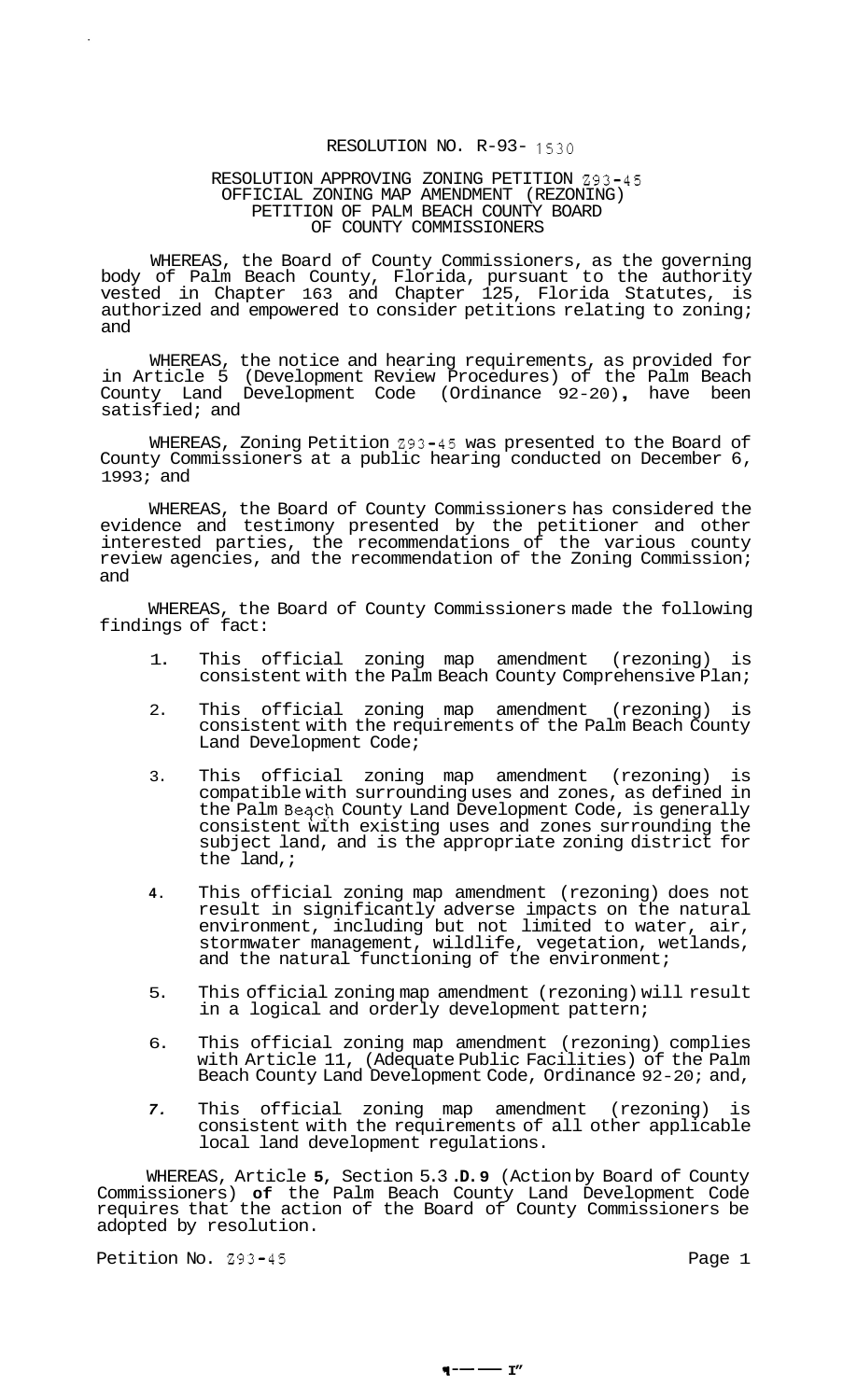# RESOLUTION NO. R-93- 1530

## RESOLUTION APPROVING ZONING PETITION Z93-45 OFFICIAL ZONING MAP AMENDMENT (REZONING) PETITION OF PALM BEACH COUNTY BOARD OF COUNTY COMMISSIONERS

WHEREAS, the Board of County Commissioners, as the governing body of Palm Beach County, Florida, pursuant to the authority vested in Chapter 163 and Chapter 125, Florida Statutes, is authorized and empowered to consider petitions relating to zoning; and

WHEREAS, the notice and hearing requirements, as provided for in Article 5 (Development Review Procedures) of the Palm Beach County Land Development Code (Ordinance 92-20), have been satisfied; and

WHEREAS, Zoning Petition Z93-45 was presented to the Board of County Commissioners at a public hearing conducted on December 6, 1993; and

WHEREAS, the Board of County Commissioners has considered the evidence and testimony presented by the petitioner and other interested parties, the recommendations of the various county review agencies, and the recommendation of the Zoning Commission; and

WHEREAS, the Board of County Commissioners made the following findings of fact:

1. This official zoning map amendment (rezoning) is consistent with the Palm Beach County Comprehensive Plan;
2. This official zoning map amendment (rezoning) is consistent with the requirements of the Palm Beach County Land Development Code;
3. This official zoning map amendment (rezoning) is compatible with surrounding uses and zones, as defined in the Palm Beach County Land Development Code, is generally consistent with existing uses and zones surrounding the subject land, and is the appropriate zoning district for the land,;
4. This official zoning map amendment (rezoning) does not result in significantly adverse impacts on the natural environment, including but not limited to water, air, stormwater management, wildlife, vegetation, wetlands, and the natural functioning of the environment;
5. This official zoning map amendment (rezoning) will result in a logical and orderly development pattern;
6. This official zoning map amendment (rezoning) complies with Article 11, (Adequate Public Facilities) of the Palm Beach County Land Development Code, Ordinance 92-20; and,
7. This official zoning map amendment (rezoning) is consistent with the requirements of all other applicable local land development regulations.

WHEREAS, Article **5**, Section 5.3.**D.9** (Action by Board of County Commissioners) **of** the Palm Beach County Land Development Code requires that the action of the Board of County Commissioners be adopted by resolution.

Petition No. Z93-45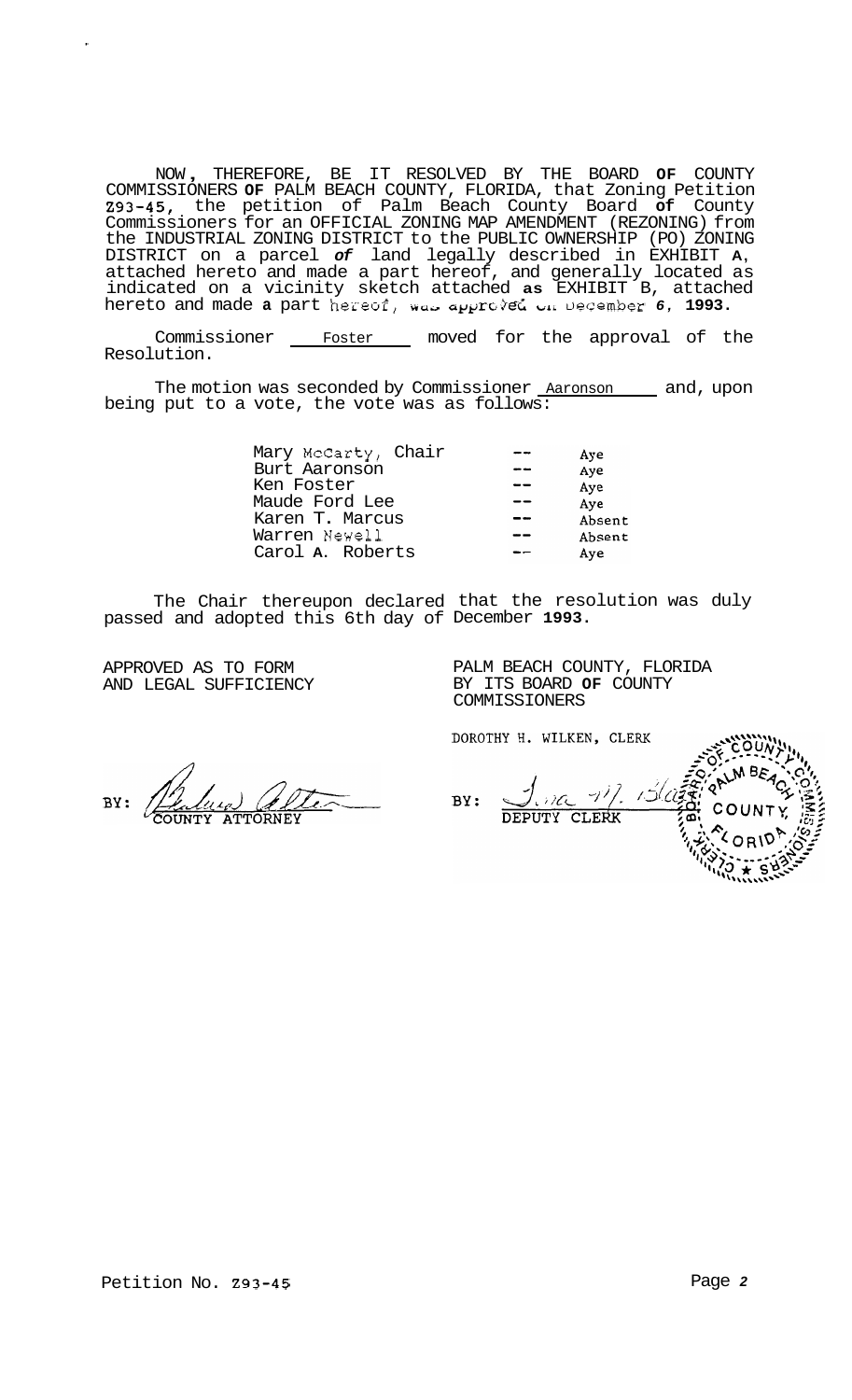NOW, THEREFORE, BE IT RESOLVED BY THE BOARD OF COUNTY COMMISSIONERS OF PALM BEACH COUNTY, FLORIDA, that Zoning Petition Z93-45, the petition of Palm Beach County Board of County Commissioners for an OFFICIAL ZONING MAP AMENDMENT (REZONING) from the INDUSTRIAL ZONING DISTRICT to the PUBLIC OWNERSHIP (PO) ZONING DISTRICT on a parcel of land legally described in EXHIBIT A, attached hereto and made a part hereof, and generally located as indicated on a vicinity sketch attached as EXHIBIT B, attached hereto and made a part hereof, was approved on December 6, 1993.

Commissioner Foster moved for the approval of the Resolution.

The motion was seconded by Commissioner Aaronson and, upon being put to a vote, the vote was as follows:

| | | |
|---|---|---|
| Mary McCarty, Chair | -- | Aye |
| Burt Aaronson | -- | Aye |
| Ken Foster | -- | Aye |
| Maude Ford Lee | -- | Aye |
| Karen T. Marcus | -- | Absent |
| Warren Newell | -- | Absent |
| Carol A. Roberts | -- | Aye |

The Chair thereupon declared that the resolution was duly passed and adopted this 6th day of December 1993.

APPROVED AS TO FORM AND LEGAL SUFFICIENCY

BY: COUNTY ATTORNEY

PALM BEACH COUNTY, FLORIDA BY ITS BOARD OF COUNTY COMMISSIONERS

DOROTHY H. WILKEN, CLERK

BY: DEPUTY CLERK

Petition No. Z93-45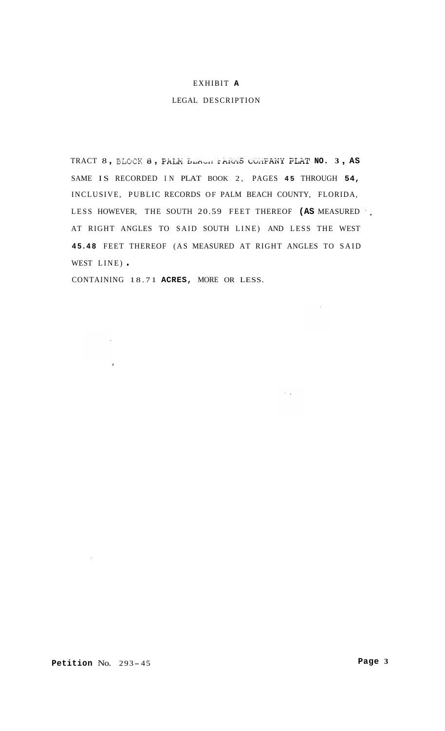# EXHIBIT A

## LEGAL DESCRIPTION

TRACT 8, BLOCK 8, PALM BEACH FARMS COMPANY PLAT NO. 3, AS SAME IS RECORDED IN PLAT BOOK 2, PAGES 45 THROUGH 54, INCLUSIVE, PUBLIC RECORDS OF PALM BEACH COUNTY, FLORIDA, LESS HOWEVER, THE SOUTH 20.59 FEET THEREOF (AS MEASURED AT RIGHT ANGLES TO SAID SOUTH LINE) AND LESS THE WEST 45.48 FEET THEREOF (AS MEASURED AT RIGHT ANGLES TO SAID WEST LINE).

CONTAINING 18.71 ACRES, MORE OR LESS.

**Petition** No. 293-45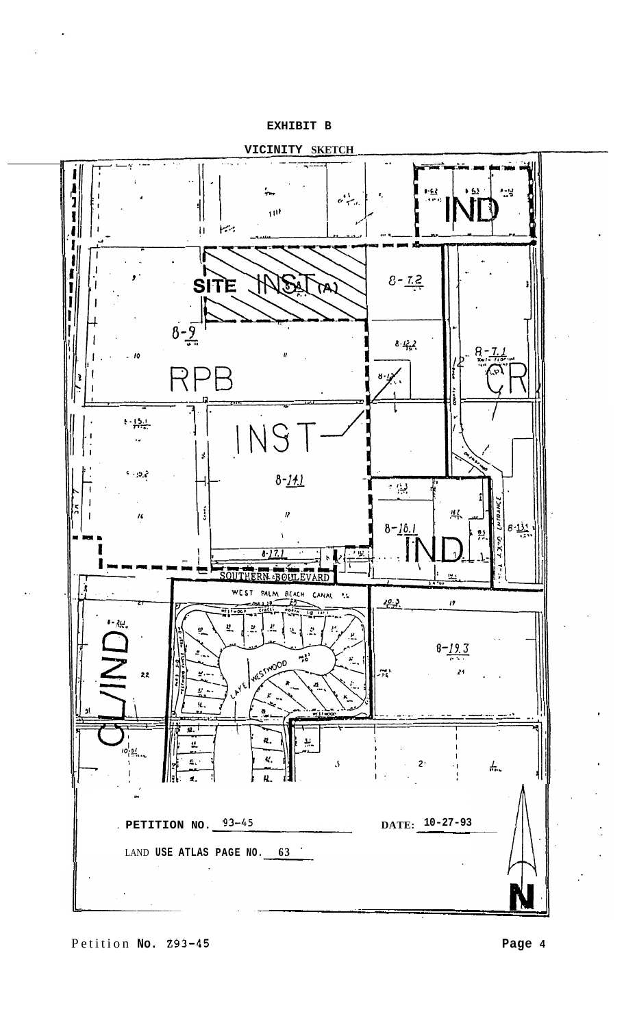**EXHIBIT B**

**VICINITY SKETCH**

SITE INST (A)

IND

8-7.2

8-9

RPB

8-12.2

8-7.1

CR

INST

8-14.1

8-18.1

IND

8-17.1

SOUTHERN BOULEVARD

WEST PALM BEACH CANAL

20-3

19

8-19.3

LAKE WESTWOOD

C/IND

**PETITION NO.** 93-45

**DATE:** 10-27-93

LAND **USE ATLAS PAGE NO.** 63

N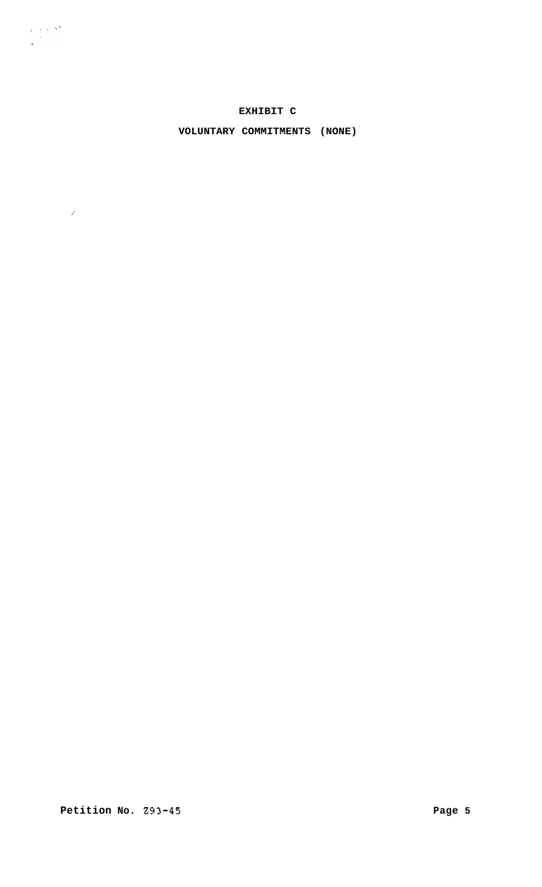# EXHIBIT C

## VOLUNTARY COMMITMENTS (NONE)

**Petition No.** Z93-45